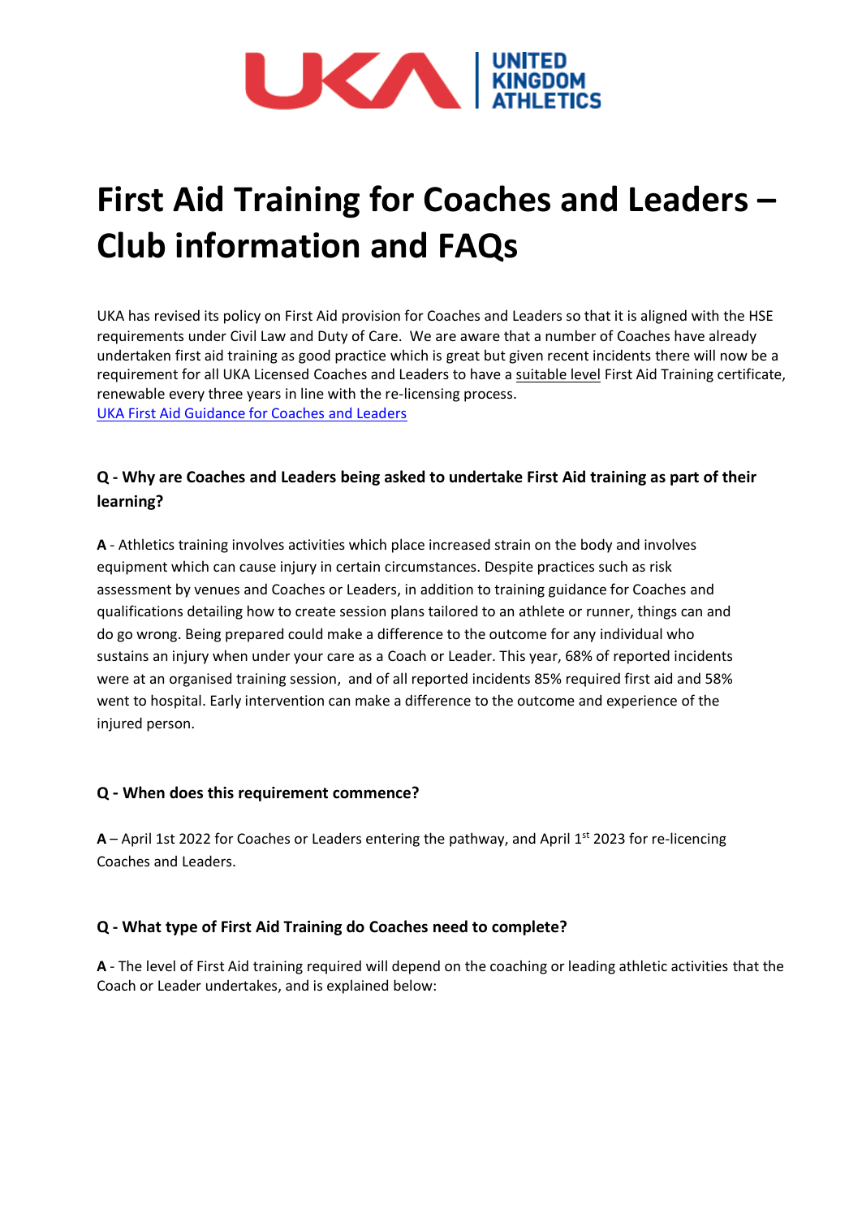# First Aid Training for Coaches and Leaders – Club information and FAQs

UKA has revised its policy on First Aid provision for Coaches and Leaders so that it is aligned with the HSE requirements under Civil Law and Duty of Care. We are aware that a number of Coaches have already undertaken first aid training as good practice which is great but given recent incidents there will now be a requirement for all UKA Licensed Coaches and Leaders to have a suitable level First Aid Training certificate, renewable every three years in line with the re-licensing process.
[UKA First Aid Guidance for Coaches and Leaders]

### Q - Why are Coaches and Leaders being asked to undertake First Aid training as part of their learning?

**A** - Athletics training involves activities which place increased strain on the body and involves equipment which can cause injury in certain circumstances. Despite practices such as risk assessment by venues and Coaches or Leaders, in addition to training guidance for Coaches and qualifications detailing how to create session plans tailored to an athlete or runner, things can and do go wrong. Being prepared could make a difference to the outcome for any individual who sustains an injury when under your care as a Coach or Leader. This year, 68% of reported incidents were at an organised training session, and of all reported incidents 85% required first aid and 58% went to hospital. Early intervention can make a difference to the outcome and experience of the injured person.

### Q - When does this requirement commence?

**A** – April 1st 2022 for Coaches or Leaders entering the pathway, and April 1st 2023 for re-licencing Coaches and Leaders.

### Q - What type of First Aid Training do Coaches need to complete?

**A** - The level of First Aid training required will depend on the coaching or leading athletic activities that the Coach or Leader undertakes, and is explained below: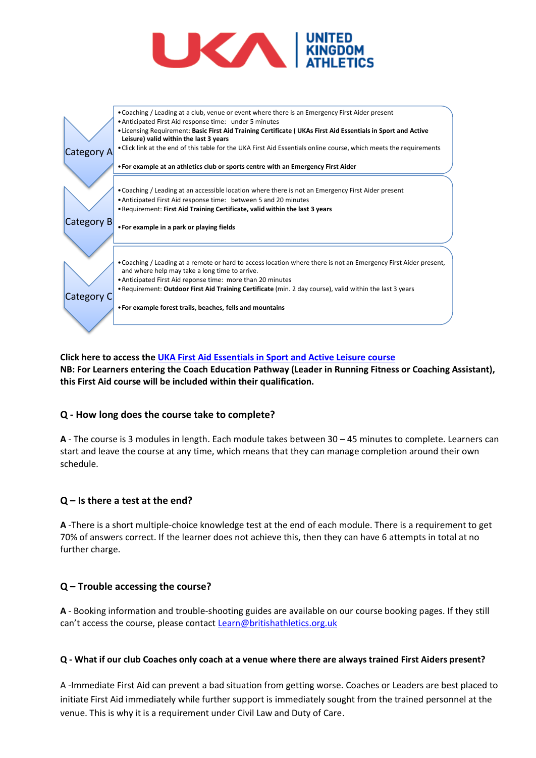UNITED KINGDOM ATHLETICS

| Category | Details |
|---|---|
| Category A | • Coaching / Leading at a club, venue or event where there is an Emergency First Aider present<br>• Anticipated First Aid response time: under 5 minutes<br>• Licensing Requirement: **Basic First Aid Training Certificate ( UKAs First Aid Essentials in Sport and Active Leisure) valid within the last 3 years**<br>• Click link at the end of this table for the UKA First Aid Essentials online course, which meets the requirements<br>• **For example at an athletics club or sports centre with an Emergency First Aider** |
| Category B | • Coaching / Leading at an accessible location where there is not an Emergency First Aider present<br>• Anticipated First Aid response time: between 5 and 20 minutes<br>• Requirement: **First Aid Training Certificate, valid within the last 3 years**<br>• **For example in a park or playing fields** |
| Category C | • Coaching / Leading at a remote or hard to access location where there is not an Emergency First Aider present, and where help may take a long time to arrive.<br>• Anticipated First Aid reponse time: more than 20 minutes<br>• Requirement: **Outdoor First Aid Training Certificate** (min. 2 day course), valid within the last 3 years<br>• **For example forest trails, beaches, fells and mountains** |

**Click here to access the UKA First Aid Essentials in Sport and Active Leisure course**
**NB: For Learners entering the Coach Education Pathway (Leader in Running Fitness or Coaching Assistant), this First Aid course will be included within their qualification.**

### Q - How long does the course take to complete?

**A** - The course is 3 modules in length. Each module takes between 30 – 45 minutes to complete. Learners can start and leave the course at any time, which means that they can manage completion around their own schedule.

### Q – Is there a test at the end?

**A** -There is a short multiple-choice knowledge test at the end of each module. There is a requirement to get 70% of answers correct. If the learner does not achieve this, then they can have 6 attempts in total at no further charge.

### Q – Trouble accessing the course?

**A** - Booking information and trouble-shooting guides are available on our course booking pages. If they still can't access the course, please contact Learn@britishathletics.org.uk

### Q - What if our club Coaches only coach at a venue where there are always trained First Aiders present?

A -Immediate First Aid can prevent a bad situation from getting worse. Coaches or Leaders are best placed to initiate First Aid immediately while further support is immediately sought from the trained personnel at the venue. This is why it is a requirement under Civil Law and Duty of Care.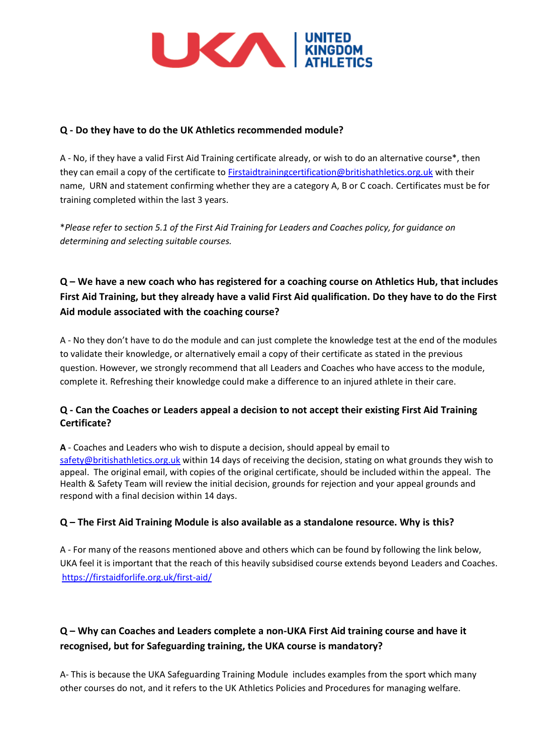**Q - Do they have to do the UK Athletics recommended module?**

A - No, if they have a valid First Aid Training certificate already, or wish to do an alternative course*, then they can email a copy of the certificate to [Firstaidtrainingcertification@britishathletics.org.uk](mailto:Firstaidtrainingcertification@britishathletics.org.uk) with their name, URN and statement confirming whether they are a category A, B or C coach. Certificates must be for training completed within the last 3 years.

**Please refer to section 5.1 of the First Aid Training for Leaders and Coaches policy, for guidance on determining and selecting suitable courses.*

**Q – We have a new coach who has registered for a coaching course on Athletics Hub, that includes First Aid Training, but they already have a valid First Aid qualification. Do they have to do the First Aid module associated with the coaching course?**

A - No they don't have to do the module and can just complete the knowledge test at the end of the modules to validate their knowledge, or alternatively email a copy of their certificate as stated in the previous question. However, we strongly recommend that all Leaders and Coaches who have access to the module, complete it. Refreshing their knowledge could make a difference to an injured athlete in their care.

**Q - Can the Coaches or Leaders appeal a decision to not accept their existing First Aid Training Certificate?**

**A** - Coaches and Leaders who wish to dispute a decision, should appeal by email to [safety@britishathletics.org.uk](mailto:safety@britishathletics.org.uk) within 14 days of receiving the decision, stating on what grounds they wish to appeal. The original email, with copies of the original certificate, should be included within the appeal. The Health & Safety Team will review the initial decision, grounds for rejection and your appeal grounds and respond with a final decision within 14 days.

**Q – The First Aid Training Module is also available as a standalone resource. Why is this?**

A - For many of the reasons mentioned above and others which can be found by following the link below, UKA feel it is important that the reach of this heavily subsidised course extends beyond Leaders and Coaches. [https://firstaidforlife.org.uk/first-aid/](https://firstaidforlife.org.uk/first-aid/)

**Q – Why can Coaches and Leaders complete a non-UKA First Aid training course and have it recognised, but for Safeguarding training, the UKA course is mandatory?**

A- This is because the UKA Safeguarding Training Module includes examples from the sport which many other courses do not, and it refers to the UK Athletics Policies and Procedures for managing welfare.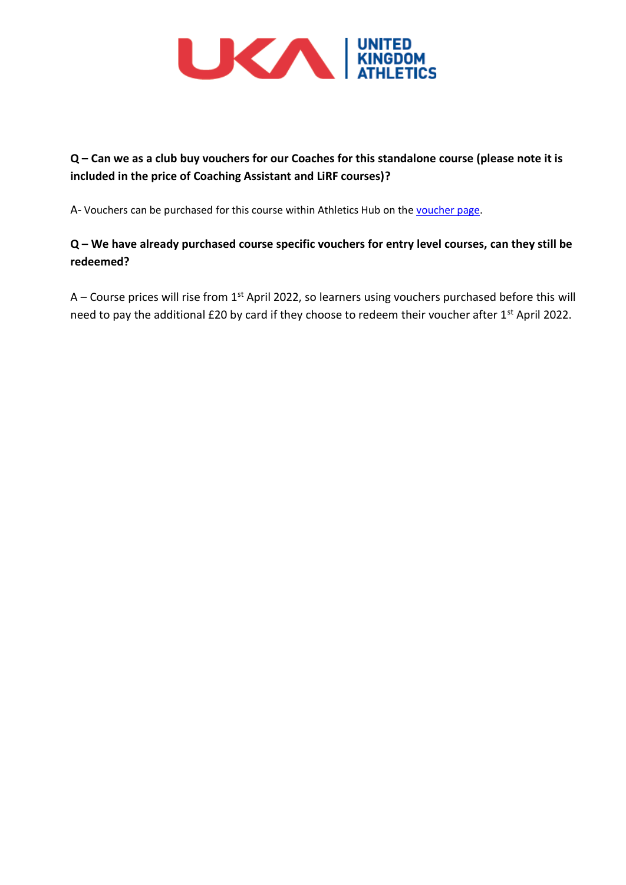**Q – Can we as a club buy vouchers for our Coaches for this standalone course (please note it is included in the price of Coaching Assistant and LiRF courses)?**

A- Vouchers can be purchased for this course within Athletics Hub on the voucher page.

**Q – We have already purchased course specific vouchers for entry level courses, can they still be redeemed?**

A – Course prices will rise from 1st April 2022, so learners using vouchers purchased before this will need to pay the additional £20 by card if they choose to redeem their voucher after 1st April 2022.